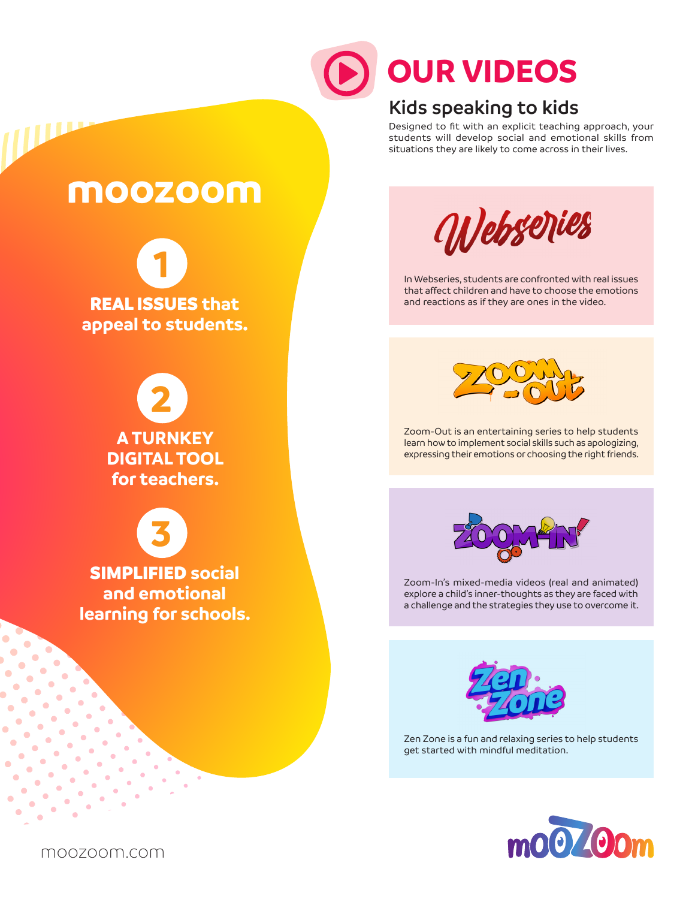# moozoom

**1**

**REAL ISSUES that appeal to students.**

**2**

**A TURNKEY DIGITAL TOOL for teachers.**

**3**

**SIMPLIFIED social and emotional learning for schools.**

# OUR VIDEOS

## Kids speaking to kids

Designed to fit with an explicit teaching approach, your students will develop social and emotional skills from situations they are likely to come across in their lives.

### Webseries

In Webseries, students are confronted with real issues that affect children and have to choose the emotions and reactions as if they are ones in the video.

### Zoom-Out

Zoom-Out is an entertaining series to help students learn how to implement social skills such as apologizing, expressing their emotions or choosing the right friends.

### Zoom-In!

Zoom-In's mixed-media videos (real and animated) explore a child's inner-thoughts as they are faced with a challenge and the strategies they use to overcome it.

### Zen Zone

Zen Zone is a fun and relaxing series to help students get started with mindful meditation.

moozoom.com

moozoom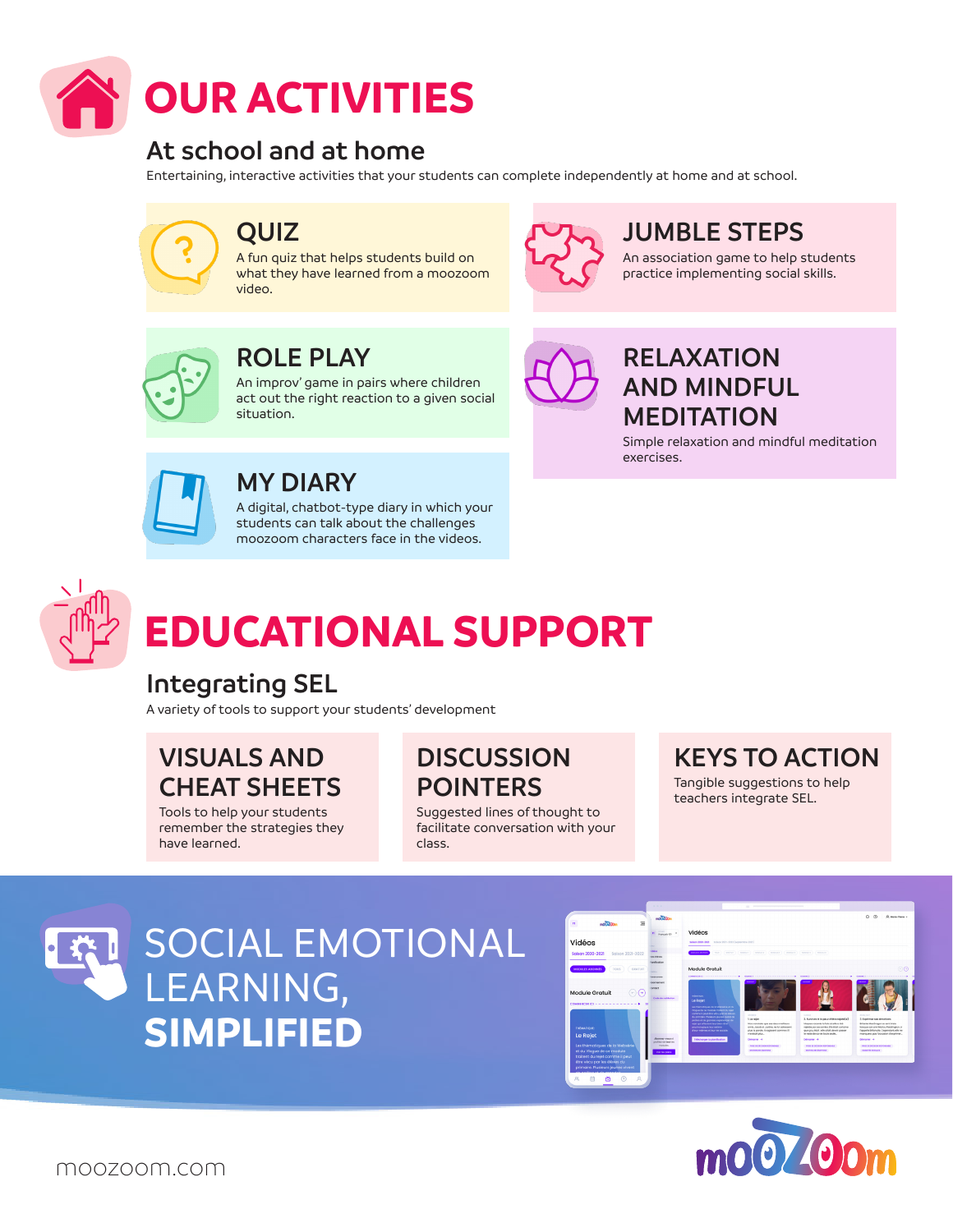# OUR ACTIVITIES

## At school and at home

Entertaining, interactive activities that your students can complete independently at home and at school.

### QUIZ

A fun quiz that helps students build on what they have learned from a moozoom video.

### JUMBLE STEPS

An association game to help students practice implementing social skills.

### ROLE PLAY

An improv' game in pairs where children act out the right reaction to a given social situation.

### RELAXATION AND MINDFUL MEDITATION

Simple relaxation and mindful meditation exercises.

### MY DIARY

A digital, chatbot-type diary in which your students can talk about the challenges moozoom characters face in the videos.

# EDUCATIONAL SUPPORT

## Integrating SEL

A variety of tools to support your students' development

### VISUALS AND CHEAT SHEETS

Tools to help your students remember the strategies they have learned.

### DISCUSSION POINTERS

Suggested lines of thought to facilitate conversation with your class.

### KEYS TO ACTION

Tangible suggestions to help teachers integrate SEL.

# SOCIAL EMOTIONAL LEARNING, **SIMPLIFIED**

moozoom.com

moozoom